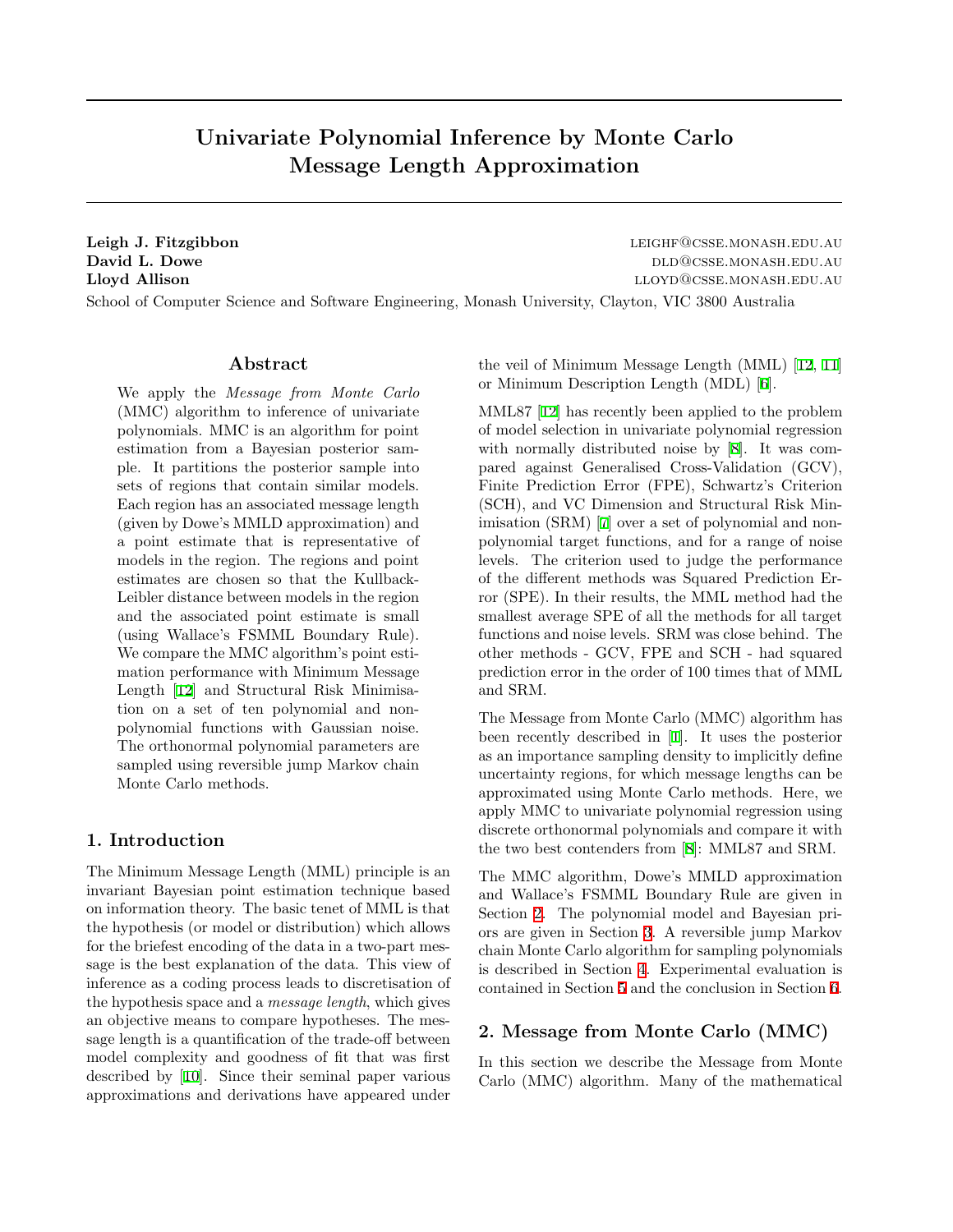# Univariate Polynomial Inference by Monte Carlo Message Length Approximation

**Leigh J. Fitzgibbon** LEIGHF@CSSE.MONASH.EDU.AU
**David L. Dowe** DLD@CSSE.MONASH.EDU.AU
**Lloyd Allison** LLOYD@CSSE.MONASH.EDU.AU

School of Computer Science and Software Engineering, Monash University, Clayton, VIC 3800 Australia

## Abstract

We apply the *Message from Monte Carlo* (MMC) algorithm to inference of univariate polynomials. MMC is an algorithm for point estimation from a Bayesian posterior sample. It partitions the posterior sample into sets of regions that contain similar models. Each region has an associated message length (given by Dowe's MMLD approximation) and a point estimate that is representative of models in the region. The regions and point estimates are chosen so that the Kullback-Leibler distance between models in the region and the associated point estimate is small (using Wallace's FSMML Boundary Rule). We compare the MMC algorithm's point estimation performance with Minimum Message Length [12] and Structural Risk Minimisation on a set of ten polynomial and non-polynomial functions with Gaussian noise. The orthonormal polynomial parameters are sampled using reversible jump Markov chain Monte Carlo methods.

## 1. Introduction

The Minimum Message Length (MML) principle is an invariant Bayesian point estimation technique based on information theory. The basic tenet of MML is that the hypothesis (or model or distribution) which allows for the briefest encoding of the data in a two-part message is the best explanation of the data. This view of inference as a coding process leads to discretisation of the hypothesis space and a *message length*, which gives an objective means to compare hypotheses. The message length is a quantification of the trade-off between model complexity and goodness of fit that was first described by [10]. Since their seminal paper various approximations and derivations have appeared under the veil of Minimum Message Length (MML) [12, 11] or Minimum Description Length (MDL) [6].

MML87 [12] has recently been applied to the problem of model selection in univariate polynomial regression with normally distributed noise by [8]. It was compared against Generalised Cross-Validation (GCV), Finite Prediction Error (FPE), Schwartz's Criterion (SCH), and VC Dimension and Structural Risk Minimisation (SRM) [7] over a set of polynomial and non-polynomial target functions, and for a range of noise levels. The criterion used to judge the performance of the different methods was Squared Prediction Error (SPE). In their results, the MML method had the smallest average SPE of all the methods for all target functions and noise levels. SRM was close behind. The other methods - GCV, FPE and SCH - had squared prediction error in the order of 100 times that of MML and SRM.

The Message from Monte Carlo (MMC) algorithm has been recently described in [1]. It uses the posterior as an importance sampling density to implicitly define uncertainty regions, for which message lengths can be approximated using Monte Carlo methods. Here, we apply MMC to univariate polynomial regression using discrete orthonormal polynomials and compare it with the two best contenders from [8]: MML87 and SRM.

The MMC algorithm, Dowe's MMLD approximation and Wallace's FSMML Boundary Rule are given in Section 2. The polynomial model and Bayesian priors are given in Section 3. A reversible jump Markov chain Monte Carlo algorithm for sampling polynomials is described in Section 4. Experimental evaluation is contained in Section 5 and the conclusion in Section 6.

## 2. Message from Monte Carlo (MMC)

In this section we describe the Message from Monte Carlo (MMC) algorithm. Many of the mathematical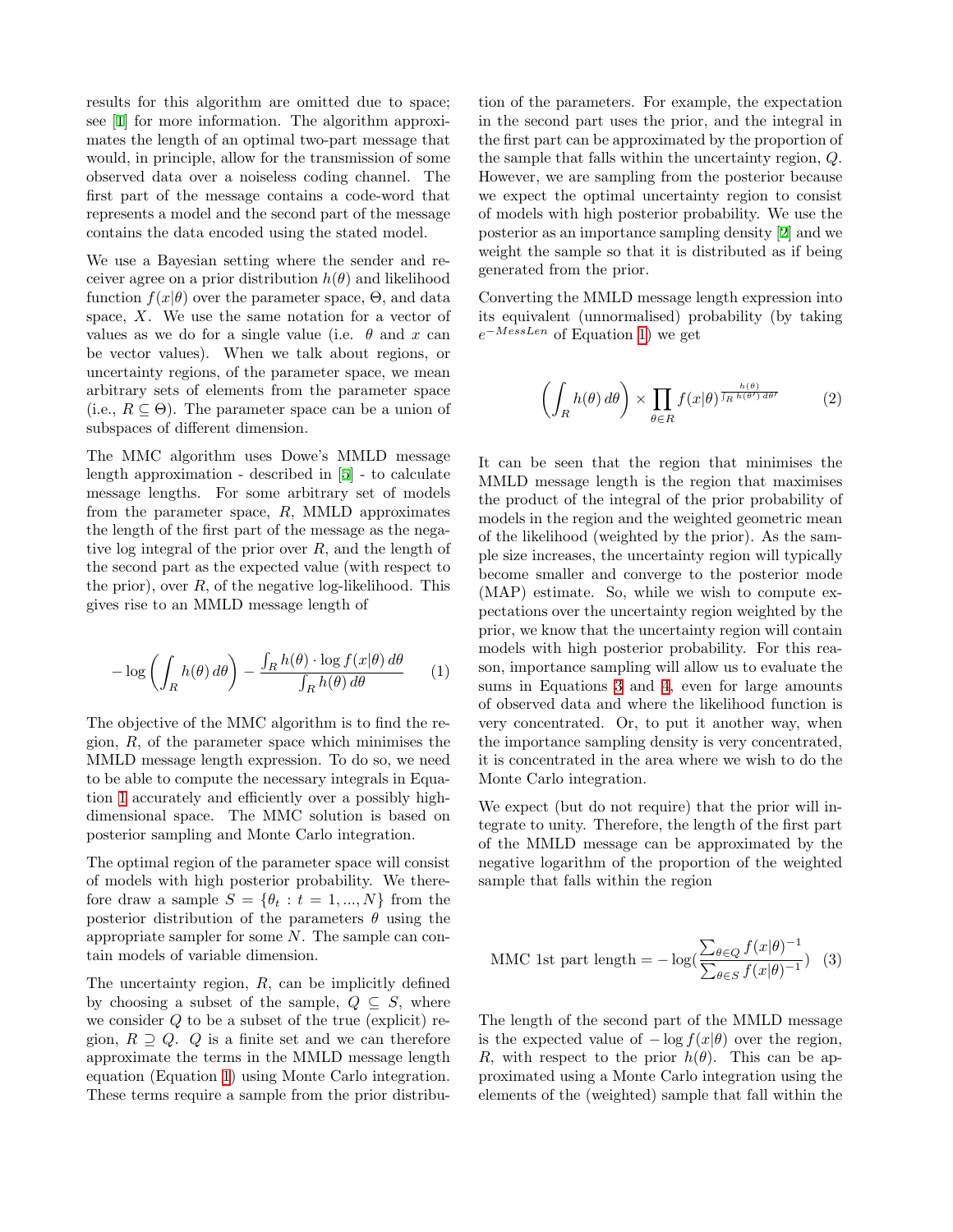results for this algorithm are omitted due to space; see [1] for more information. The algorithm approximates the length of an optimal two-part message that would, in principle, allow for the transmission of some observed data over a noiseless coding channel. The first part of the message contains a code-word that represents a model and the second part of the message contains the data encoded using the stated model.

We use a Bayesian setting where the sender and receiver agree on a prior distribution $h(\theta)$ and likelihood function $f(x|\theta)$ over the parameter space, $\Theta$, and data space, $X$. We use the same notation for a vector of values as we do for a single value (i.e. $\theta$ and $x$ can be vector values). When we talk about regions, or uncertainty regions, of the parameter space, we mean arbitrary sets of elements from the parameter space (i.e., $R \subseteq \Theta$). The parameter space can be a union of subspaces of different dimension.

The MMC algorithm uses Dowe's MMLD message length approximation - described in [5] - to calculate message lengths. For some arbitrary set of models from the parameter space, $R$, MMLD approximates the length of the first part of the message as the negative log integral of the prior over $R$, and the length of the second part as the expected value (with respect to the prior), over $R$, of the negative log-likelihood. This gives rise to an MMLD message length of

$$-\log\left(\int_R h(\theta)\, d\theta\right) - \frac{\int_R h(\theta)\cdot \log f(x|\theta)\, d\theta}{\int_R h(\theta)\, d\theta} \qquad (1)$$

The objective of the MMC algorithm is to find the region, $R$, of the parameter space which minimises the MMLD message length expression. To do so, we need to be able to compute the necessary integrals in Equation 1 accurately and efficiently over a possibly high-dimensional space. The MMC solution is based on posterior sampling and Monte Carlo integration.

The optimal region of the parameter space will consist of models with high posterior probability. We therefore draw a sample $S = \{\theta_t : t = 1, ..., N\}$ from the posterior distribution of the parameters $\theta$ using the appropriate sampler for some $N$. The sample can contain models of variable dimension.

The uncertainty region, $R$, can be implicitly defined by choosing a subset of the sample, $Q \subseteq S$, where we consider $Q$ to be a subset of the true (explicit) region, $R \supseteq Q$. $Q$ is a finite set and we can therefore approximate the terms in the MMLD message length equation (Equation 1) using Monte Carlo integration. These terms require a sample from the prior distribution of the parameters. For example, the expectation in the second part uses the prior, and the integral in the first part can be approximated by the proportion of the sample that falls within the uncertainty region, $Q$. However, we are sampling from the posterior because we expect the optimal uncertainty region to consist of models with high posterior probability. We use the posterior as an importance sampling density [2] and we weight the sample so that it is distributed as if being generated from the prior.

Converting the MMLD message length expression into its equivalent (unnormalised) probability (by taking $e^{-MessLen}$ of Equation 1) we get

$$\left(\int_R h(\theta)\, d\theta\right) \times \prod_{\theta \in R} f(x|\theta)^{\frac{h(\theta)}{\int_R h(\theta')\, d\theta'}} \qquad (2)$$

It can be seen that the region that minimises the MMLD message length is the region that maximises the product of the integral of the prior probability of models in the region and the weighted geometric mean of the likelihood (weighted by the prior). As the sample size increases, the uncertainty region will typically become smaller and converge to the posterior mode (MAP) estimate. So, while we wish to compute expectations over the uncertainty region weighted by the prior, we know that the uncertainty region will contain models with high posterior probability. For this reason, importance sampling will allow us to evaluate the sums in Equations 3 and 4, even for large amounts of observed data and where the likelihood function is very concentrated. Or, to put it another way, when the importance sampling density is very concentrated, it is concentrated in the area where we wish to do the Monte Carlo integration.

We expect (but do not require) that the prior will integrate to unity. Therefore, the length of the first part of the MMLD message can be approximated by the negative logarithm of the proportion of the weighted sample that falls within the region

$$\text{MMC 1st part length} = -\log\left(\frac{\sum_{\theta \in Q} f(x|\theta)^{-1}}{\sum_{\theta \in S} f(x|\theta)^{-1}}\right) \quad (3)$$

The length of the second part of the MMLD message is the expected value of $-\log f(x|\theta)$ over the region, $R$, with respect to the prior $h(\theta)$. This can be approximated using a Monte Carlo integration using the elements of the (weighted) sample that fall within the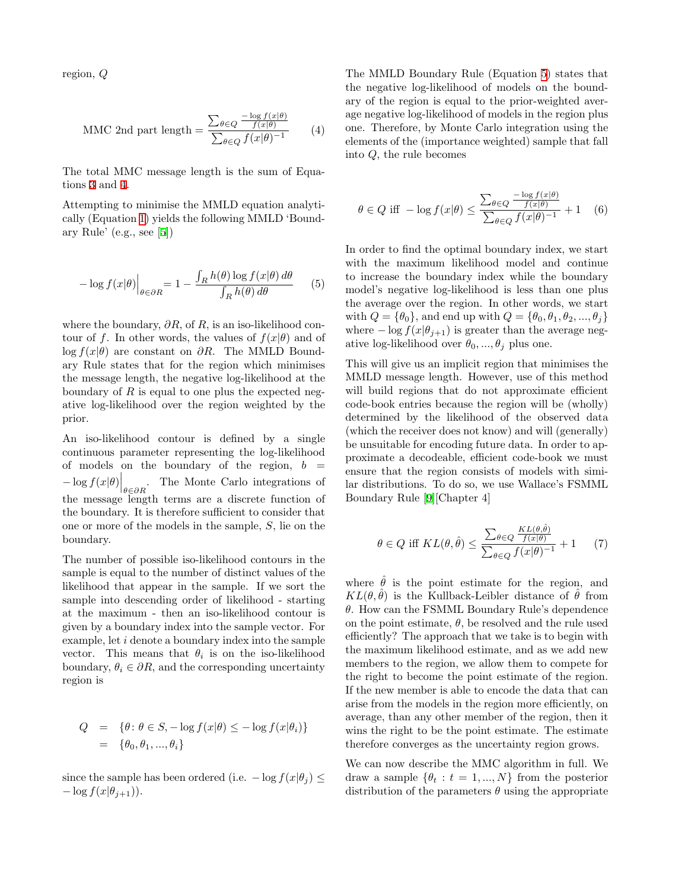region, $Q$

$$\text{MMC 2nd part length} = \frac{\sum_{\theta \in Q} \frac{-\log f(x|\theta)}{f(x|\theta)}}{\sum_{\theta \in Q} f(x|\theta)^{-1}} \quad (4)$$

The total MMC message length is the sum of Equations 3 and 4.

Attempting to minimise the MMLD equation analytically (Equation 1) yields the following MMLD 'Boundary Rule' (e.g., see [5])

$$-\log f(x|\theta)\Big|_{\theta \in \partial R} = 1 - \frac{\int_R h(\theta) \log f(x|\theta)\, d\theta}{\int_R h(\theta)\, d\theta} \quad (5)$$

where the boundary, $\partial R$, of $R$, is an iso-likelihood contour of $f$. In other words, the values of $f(x|\theta)$ and of $\log f(x|\theta)$ are constant on $\partial R$. The MMLD Boundary Rule states that for the region which minimises the message length, the negative log-likelihood at the boundary of $R$ is equal to one plus the expected negative log-likelihood over the region weighted by the prior.

An iso-likelihood contour is defined by a single continuous parameter representing the log-likelihood of models on the boundary of the region, $b = -\log f(x|\theta)\Big|_{\theta \in \partial R}$. The Monte Carlo integrations of the message length terms are a discrete function of the boundary. It is therefore sufficient to consider that one or more of the models in the sample, $S$, lie on the boundary.

The number of possible iso-likelihood contours in the sample is equal to the number of distinct values of the likelihood that appear in the sample. If we sort the sample into descending order of likelihood - starting at the maximum - then an iso-likelihood contour is given by a boundary index into the sample vector. For example, let $i$ denote a boundary index into the sample vector. This means that $\theta_i$ is on the iso-likelihood boundary, $\theta_i \in \partial R$, and the corresponding uncertainty region is

$$\begin{aligned} Q &= \{\theta\colon \theta \in S, -\log f(x|\theta) \leq -\log f(x|\theta_i)\} \\ &= \{\theta_0, \theta_1, ..., \theta_i\} \end{aligned}$$

since the sample has been ordered (i.e. $-\log f(x|\theta_j) \leq -\log f(x|\theta_{j+1})$).

The MMLD Boundary Rule (Equation 5) states that the negative log-likelihood of models on the boundary of the region is equal to the prior-weighted average negative log-likelihood of models in the region plus one. Therefore, by Monte Carlo integration using the elements of the (importance weighted) sample that fall into $Q$, the rule becomes

$$\theta \in Q \text{ iff } -\log f(x|\theta) \leq \frac{\sum_{\theta \in Q} \frac{-\log f(x|\theta)}{f(x|\theta)}}{\sum_{\theta \in Q} f(x|\theta)^{-1}} + 1 \quad (6)$$

In order to find the optimal boundary index, we start with the maximum likelihood model and continue to increase the boundary index while the boundary model's negative log-likelihood is less than one plus the average over the region. In other words, we start with $Q = \{\theta_0\}$, and end up with $Q = \{\theta_0, \theta_1, \theta_2, ..., \theta_j\}$ where $-\log f(x|\theta_{j+1})$ is greater than the average negative log-likelihood over $\theta_0, ..., \theta_j$ plus one.

This will give us an implicit region that minimises the MMLD message length. However, use of this method will build regions that do not approximate efficient code-book entries because the region will be (wholly) determined by the likelihood of the observed data (which the receiver does not know) and will (generally) be unsuitable for encoding future data. In order to approximate a decodeable, efficient code-book we must ensure that the region consists of models with similar distributions. To do so, we use Wallace's FSMML Boundary Rule [9][Chapter 4]

$$\theta \in Q \text{ iff } KL(\theta, \hat{\theta}) \leq \frac{\sum_{\theta \in Q} \frac{KL(\theta, \hat{\theta})}{f(x|\theta)}}{\sum_{\theta \in Q} f(x|\theta)^{-1}} + 1 \quad (7)$$

where $\hat{\theta}$ is the point estimate for the region, and $KL(\theta, \hat{\theta})$ is the Kullback-Leibler distance of $\hat{\theta}$ from $\theta$. How can the FSMML Boundary Rule's dependence on the point estimate, $\theta$, be resolved and the rule used efficiently? The approach that we take is to begin with the maximum likelihood estimate, and as we add new members to the region, we allow them to compete for the right to become the point estimate of the region. If the new member is able to encode the data that can arise from the models in the region more efficiently, on average, than any other member of the region, then it wins the right to be the point estimate. The estimate therefore converges as the uncertainty region grows.

We can now describe the MMC algorithm in full. We draw a sample $\{\theta_t : t = 1, ..., N\}$ from the posterior distribution of the parameters $\theta$ using the appropriate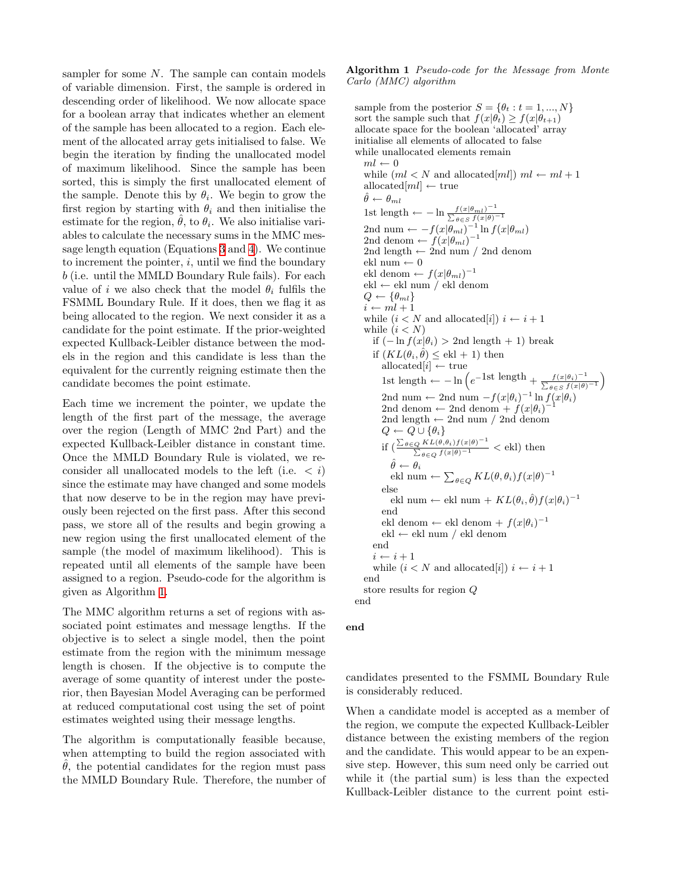sampler for some $N$. The sample can contain models of variable dimension. First, the sample is ordered in descending order of likelihood. We now allocate space for a boolean array that indicates whether an element of the sample has been allocated to a region. Each element of the allocated array gets initialised to false. We begin the iteration by finding the unallocated model of maximum likelihood. Since the sample has been sorted, this is simply the first unallocated element of the sample. Denote this by $\theta_i$. We begin to grow the first region by starting with $\theta_i$ and then initialise the estimate for the region, $\hat{\theta}$, to $\theta_i$. We also initialise variables to calculate the necessary sums in the MMC message length equation (Equations 3 and 4). We continue to increment the pointer, $i$, until we find the boundary $b$ (i.e. until the MMLD Boundary Rule fails). For each value of $i$ we also check that the model $\theta_i$ fulfils the FSMML Boundary Rule. If it does, then we flag it as being allocated to the region. We next consider it as a candidate for the point estimate. If the prior-weighted expected Kullback-Leibler distance between the models in the region and this candidate is less than the equivalent for the currently reigning estimate then the candidate becomes the point estimate.

Each time we increment the pointer, we update the length of the first part of the message, the average over the region (Length of MMC 2nd Part) and the expected Kullback-Leibler distance in constant time. Once the MMLD Boundary Rule is violated, we reconsider all unallocated models to the left (i.e. $< i$) since the estimate may have changed and some models that now deserve to be in the region may have previously been rejected on the first pass. After this second pass, we store all of the results and begin growing a new region using the first unallocated element of the sample (the model of maximum likelihood). This is repeated until all elements of the sample have been assigned to a region. Pseudo-code for the algorithm is given as Algorithm 1.

The MMC algorithm returns a set of regions with associated point estimates and message lengths. If the objective is to select a single model, then the point estimate from the region with the minimum message length is chosen. If the objective is to compute the average of some quantity of interest under the posterior, then Bayesian Model Averaging can be performed at reduced computational cost using the set of point estimates weighted using their message lengths.

The algorithm is computationally feasible because, when attempting to build the region associated with $\hat{\theta}$, the potential candidates for the region must pass the MMLD Boundary Rule. Therefore, the number of candidates presented to the FSMML Boundary Rule is considerably reduced.

**Algorithm 1** *Pseudo-code for the Message from Monte Carlo (MMC) algorithm*

```
sample from the posterior S = {θ_t : t = 1, ..., N}
sort the sample such that f(x|θ_t) ≥ f(x|θ_{t+1})
allocate space for the boolean 'allocated' array
initialise all elements of allocated to false
while unallocated elements remain
  ml ← 0
  while (ml < N and allocated[ml]) ml ← ml + 1
  allocated[ml] ← true
  θ̂ ← θ_ml
  1st length ← −ln( f(x|θ_ml)^{-1} / Σ_{θ∈S} f(x|θ)^{-1} )
  2nd num ← −f(x|θ_ml)^{-1} ln f(x|θ_ml)
  2nd denom ← f(x|θ_ml)^{-1}
  2nd length ← 2nd num / 2nd denom
  ekl num ← 0
  ekl denom ← f(x|θ_ml)^{-1}
  ekl ← ekl num / ekl denom
  Q ← {θ_ml}
  i ← ml + 1
  while (i < N and allocated[i]) i ← i + 1
  while (i < N)
    if (−ln f(x|θ_i) > 2nd length + 1) break
    if (KL(θ_i, θ̂) ≤ ekl + 1) then
      allocated[i] ← true
      1st length ← −ln( e^{−1st length} + f(x|θ_i)^{-1} / Σ_{θ∈S} f(x|θ)^{-1} )
      2nd num ← 2nd num − f(x|θ_i)^{-1} ln f(x|θ_i)
      2nd denom ← 2nd denom + f(x|θ_i)^{-1}
      2nd length ← 2nd num / 2nd denom
      Q ← Q ∪ {θ_i}
      if ( Σ_{θ∈Q} KL(θ,θ_i) f(x|θ)^{-1} / Σ_{θ∈Q} f(x|θ)^{-1} < ekl ) then
        θ̂ ← θ_i
        ekl num ← Σ_{θ∈Q} KL(θ, θ_i) f(x|θ)^{-1}
      else
        ekl num ← ekl num + KL(θ_i, θ̂) f(x|θ_i)^{-1}
      end
      ekl denom ← ekl denom + f(x|θ_i)^{-1}
      ekl ← ekl num / ekl denom
    end
    i ← i + 1
    while (i < N and allocated[i]) i ← i + 1
  end
  store results for region Q
end
```

**end**

When a candidate model is accepted as a member of the region, we compute the expected Kullback-Leibler distance between the existing members of the region and the candidate. This would appear to be an expensive step. However, this sum need only be carried out while it (the partial sum) is less than the expected Kullback-Leibler distance to the current point esti-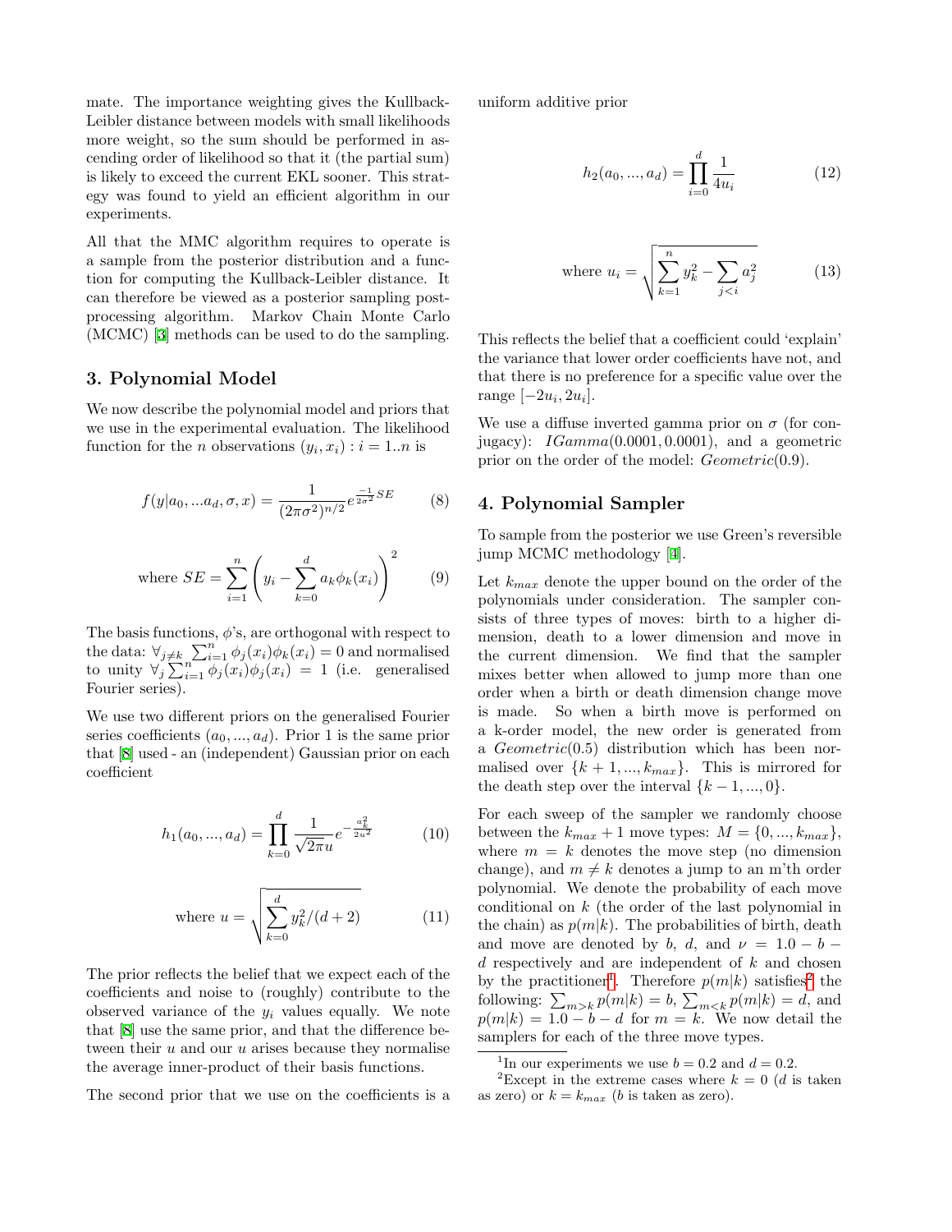mate. The importance weighting gives the Kullback-Leibler distance between models with small likelihoods more weight, so the sum should be performed in ascending order of likelihood so that it (the partial sum) is likely to exceed the current EKL sooner. This strategy was found to yield an efficient algorithm in our experiments.

All that the MMC algorithm requires to operate is a sample from the posterior distribution and a function for computing the Kullback-Leibler distance. It can therefore be viewed as a posterior sampling post-processing algorithm. Markov Chain Monte Carlo (MCMC) [3] methods can be used to do the sampling.

## 3. Polynomial Model

We now describe the polynomial model and priors that we use in the experimental evaluation. The likelihood function for the $n$ observations $(y_i, x_i) : i = 1..n$ is

$$f(y|a_0, ...a_d, \sigma, x) = \frac{1}{(2\pi\sigma^2)^{n/2}} e^{\frac{-1}{2\sigma^2} SE} \tag{8}$$

$$\text{where } SE = \sum_{i=1}^{n} \left( y_i - \sum_{k=0}^{d} a_k \phi_k(x_i) \right)^2 \tag{9}$$

The basis functions, $\phi$'s, are orthogonal with respect to the data: $\forall_{j \neq k} \sum_{i=1}^{n} \phi_j(x_i)\phi_k(x_i) = 0$ and normalised to unity $\forall_j \sum_{i=1}^{n} \phi_j(x_i)\phi_j(x_i) = 1$ (i.e. generalised Fourier series).

We use two different priors on the generalised Fourier series coefficients $(a_0, ..., a_d)$. Prior 1 is the same prior that [8] used - an (independent) Gaussian prior on each coefficient

$$h_1(a_0, ..., a_d) = \prod_{k=0}^{d} \frac{1}{\sqrt{2\pi} u} e^{-\frac{a_k^2}{2u^2}} \tag{10}$$

$$\text{where } u = \sqrt{\sum_{k=0}^{d} y_k^2/(d+2)} \tag{11}$$

The prior reflects the belief that we expect each of the coefficients and noise to (roughly) contribute to the observed variance of the $y_i$ values equally. We note that [8] use the same prior, and that the difference between their $u$ and our $u$ arises because they normalise the average inner-product of their basis functions.

The second prior that we use on the coefficients is a uniform additive prior

$$h_2(a_0, ..., a_d) = \prod_{i=0}^{d} \frac{1}{4u_i} \tag{12}$$

$$\text{where } u_i = \sqrt{\sum_{k=1}^{n} y_k^2 - \sum_{j<i} a_j^2} \tag{13}$$

This reflects the belief that a coefficient could 'explain' the variance that lower order coefficients have not, and that there is no preference for a specific value over the range $[-2u_i, 2u_i]$.

We use a diffuse inverted gamma prior on $\sigma$ (for conjugacy): $IGamma(0.0001, 0.0001)$, and a geometric prior on the order of the model: $Geometric(0.9)$.

## 4. Polynomial Sampler

To sample from the posterior we use Green's reversible jump MCMC methodology [4].

Let $k_{max}$ denote the upper bound on the order of the polynomials under consideration. The sampler consists of three types of moves: birth to a higher dimension, death to a lower dimension and move in the current dimension. We find that the sampler mixes better when allowed to jump more than one order when a birth or death dimension change move is made. So when a birth move is performed on a k-order model, the new order is generated from a $Geometric(0.5)$ distribution which has been normalised over $\{k+1, ..., k_{max}\}$. This is mirrored for the death step over the interval $\{k-1, ..., 0\}$.

For each sweep of the sampler we randomly choose between the $k_{max}+1$ move types: $M = \{0, ..., k_{max}\}$, where $m = k$ denotes the move step (no dimension change), and $m \neq k$ denotes a jump to an m'th order polynomial. We denote the probability of each move conditional on $k$ (the order of the last polynomial in the chain) as $p(m|k)$. The probabilities of birth, death and move are denoted by $b$, $d$, and $\nu = 1.0 - b - d$ respectively and are independent of $k$ and chosen by the practitioner[1]. Therefore $p(m|k)$ satisfies[2] the following: $\sum_{m>k} p(m|k) = b$, $\sum_{m<k} p(m|k) = d$, and $p(m|k) = 1.0 - b - d$ for $m = k$. We now detail the samplers for each of the three move types.

[1] In our experiments we use $b = 0.2$ and $d = 0.2$.

[2] Except in the extreme cases where $k = 0$ ($d$ is taken as zero) or $k = k_{max}$ ($b$ is taken as zero).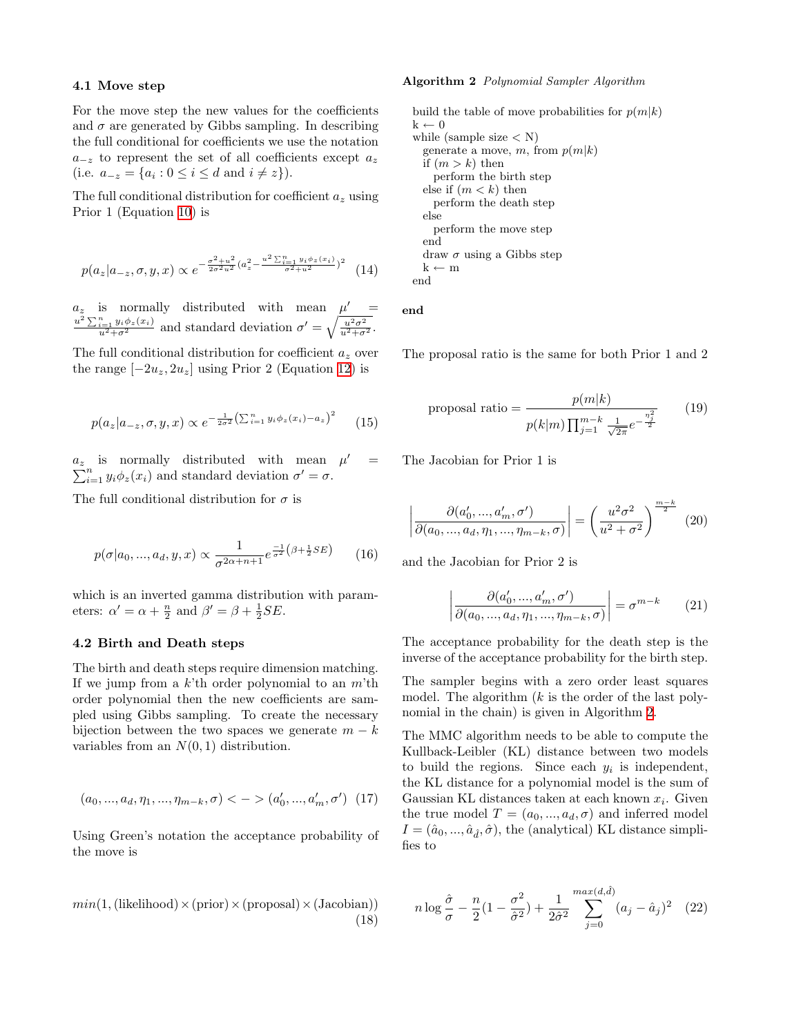### 4.1 Move step

For the move step the new values for the coefficients and $\sigma$ are generated by Gibbs sampling. In describing the full conditional for coefficients we use the notation $a_{-z}$ to represent the set of all coefficients except $a_z$ (i.e. $a_{-z} = \{a_i : 0 \le i \le d \text{ and } i \ne z\}$).

The full conditional distribution for coefficient $a_z$ using Prior 1 (Equation 10) is

$$p(a_z|a_{-z}, \sigma, y, x) \propto e^{-\frac{\sigma^2+u^2}{2\sigma^2 u^2}(a_z^2 - \frac{u^2 \sum_{i=1}^n y_i \phi_z(x_i)}{\sigma^2+u^2})^2} \quad (14)$$

$a_z$ is normally distributed with mean $\mu' = \frac{u^2 \sum_{i=1}^n y_i \phi_z(x_i)}{u^2+\sigma^2}$ and standard deviation $\sigma' = \sqrt{\frac{u^2\sigma^2}{u^2+\sigma^2}}$.

The full conditional distribution for coefficient $a_z$ over the range $[-2u_z, 2u_z]$ using Prior 2 (Equation 12) is

$$p(a_z|a_{-z}, \sigma, y, x) \propto e^{-\frac{1}{2\sigma^2}\left(\sum_{i=1}^n y_i \phi_z(x_i) - a_z\right)^2} \quad (15)$$

$a_z$ is normally distributed with mean $\mu' = \sum_{i=1}^n y_i \phi_z(x_i)$ and standard deviation $\sigma' = \sigma$.

The full conditional distribution for $\sigma$ is

$$p(\sigma|a_0, ..., a_d, y, x) \propto \frac{1}{\sigma^{2\alpha+n+1}} e^{\frac{-1}{\sigma^2}\left(\beta + \frac{1}{2}SE\right)} \quad (16)$$

which is an inverted gamma distribution with parameters: $\alpha' = \alpha + \frac{n}{2}$ and $\beta' = \beta + \frac{1}{2}SE$.

### 4.2 Birth and Death steps

The birth and death steps require dimension matching. If we jump from a $k$'th order polynomial to an $m$'th order polynomial then the new coefficients are sampled using Gibbs sampling. To create the necessary bijection between the two spaces we generate $m-k$ variables from an $N(0,1)$ distribution.

$$(a_0, ..., a_d, \eta_1, ..., \eta_{m-k}, \sigma) < - > (a'_0, ..., a'_m, \sigma') \quad (17)$$

Using Green's notation the acceptance probability of the move is

$$min(1, (\text{likelihood}) \times (\text{prior}) \times (\text{proposal}) \times (\text{Jacobian})) \quad (18)$$

**Algorithm 2** *Polynomial Sampler Algorithm*

```
build the table of move probabilities for p(m|k)
k ← 0
while (sample size < N)
  generate a move, m, from p(m|k)
  if (m > k) then
    perform the birth step
  else if (m < k) then
    perform the death step
  else
    perform the move step
  end
  draw σ using a Gibbs step
  k ← m
end
```

**end**

The proposal ratio is the same for both Prior 1 and 2

$$\text{proposal ratio} = \frac{p(m|k)}{p(k|m) \prod_{j=1}^{m-k} \frac{1}{\sqrt{2\pi}} e^{-\frac{\eta_j^2}{2}}} \quad (19)$$

The Jacobian for Prior 1 is

$$\left|\frac{\partial(a'_0, ..., a'_m, \sigma')}{\partial(a_0, ..., a_d, \eta_1, ..., \eta_{m-k}, \sigma)}\right| = \left(\frac{u^2\sigma^2}{u^2+\sigma^2}\right)^{\frac{m-k}{2}} \quad (20)$$

and the Jacobian for Prior 2 is

$$\left|\frac{\partial(a'_0, ..., a'_m, \sigma')}{\partial(a_0, ..., a_d, \eta_1, ..., \eta_{m-k}, \sigma)}\right| = \sigma^{m-k} \quad (21)$$

The acceptance probability for the death step is the inverse of the acceptance probability for the birth step.

The sampler begins with a zero order least squares model. The algorithm ($k$ is the order of the last polynomial in the chain) is given in Algorithm 2.

The MMC algorithm needs to be able to compute the Kullback-Leibler (KL) distance between two models to build the regions. Since each $y_i$ is independent, the KL distance for a polynomial model is the sum of Gaussian KL distances taken at each known $x_i$. Given the true model $T = (a_0, ..., a_d, \sigma)$ and inferred model $I = (\hat{a}_0, ..., \hat{a}_{\hat{d}}, \hat{\sigma})$, the (analytical) KL distance simplifies to

$$n \log \frac{\hat{\sigma}}{\sigma} - \frac{n}{2}(1 - \frac{\sigma^2}{\hat{\sigma}^2}) + \frac{1}{2\hat{\sigma}^2} \sum_{j=0}^{max(d,\hat{d})} (a_j - \hat{a}_j)^2 \quad (22)$$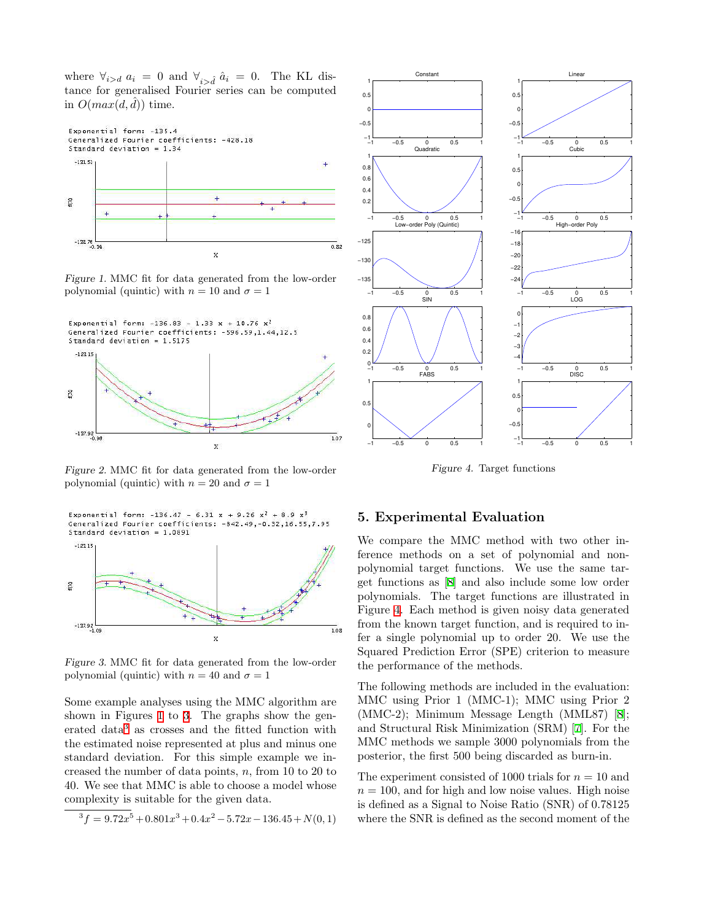where $\forall_{i>d}\ a_i = 0$ and $\forall_{i>\hat{d}}\ \hat{a}_i = 0$. The KL distance for generalised Fourier series can be computed in $O(max(d, \hat{d}))$ time.

Figure 1. MMC fit for data generated from the low-order polynomial (quintic) with $n = 10$ and $\sigma = 1$

Figure 2. MMC fit for data generated from the low-order polynomial (quintic) with $n = 20$ and $\sigma = 1$

Figure 3. MMC fit for data generated from the low-order polynomial (quintic) with $n = 40$ and $\sigma = 1$

Some example analyses using the MMC algorithm are shown in Figures 1 to 3. The graphs show the generated data[3] as crosses and the fitted function with the estimated noise represented at plus and minus one standard deviation. For this simple example we increased the number of data points, $n$, from 10 to 20 to 40. We see that MMC is able to choose a model whose complexity is suitable for the given data.

[3] $f = 9.72x^5 + 0.801x^3 + 0.4x^2 - 5.72x - 136.45 + N(0, 1)$

Figure 4. Target functions

## 5. Experimental Evaluation

We compare the MMC method with two other inference methods on a set of polynomial and non-polynomial target functions. We use the same target functions as [8] and also include some low order polynomials. The target functions are illustrated in Figure 4. Each method is given noisy data generated from the known target function, and is required to infer a single polynomial up to order 20. We use the Squared Prediction Error (SPE) criterion to measure the performance of the methods.

The following methods are included in the evaluation: MMC using Prior 1 (MMC-1); MMC using Prior 2 (MMC-2); Minimum Message Length (MML87) [8]; and Structural Risk Minimization (SRM) [7]. For the MMC methods we sample 3000 polynomials from the posterior, the first 500 being discarded as burn-in.

The experiment consisted of 1000 trials for $n = 10$ and $n = 100$, and for high and low noise values. High noise is defined as a Signal to Noise Ratio (SNR) of 0.78125 where the SNR is defined as the second moment of the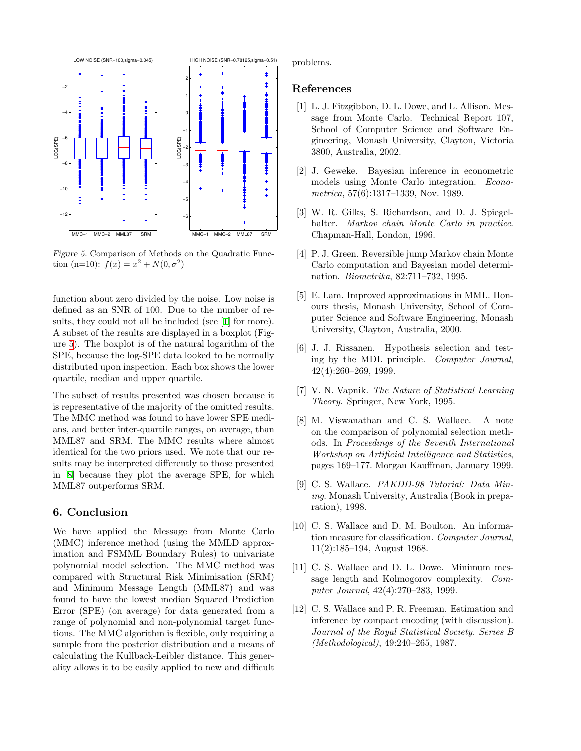LOW NOISE (SNR=100,sigma=0.045)

LOG(SPE)

-2
-4
-6
-8
-10
-12

MMC−1 MMC−2 MML87 SRM

HIGH NOISE (SNR=0.78125,sigma=0.51)

LOG(SPE)

2
1
0
-1
-2
-3
-4
-5
-6

MMC−1 MMC−2 MML87 SRM

*Figure 5.* Comparison of Methods on the Quadratic Function (n=10): $f(x) = x^2 + N(0, \sigma^2)$

function about zero divided by the noise. Low noise is defined as an SNR of 100. Due to the number of results, they could not all be included (see [1] for more). A subset of the results are displayed in a boxplot (Figure 5). The boxplot is of the natural logarithm of the SPE, because the log-SPE data looked to be normally distributed upon inspection. Each box shows the lower quartile, median and upper quartile.

The subset of results presented was chosen because it is representative of the majority of the omitted results. The MMC method was found to have lower SPE medians, and better inter-quartile ranges, on average, than MML87 and SRM. The MMC results where almost identical for the two priors used. We note that our results may be interpreted differently to those presented in [8] because they plot the average SPE, for which MML87 outperforms SRM.

## 6. Conclusion

We have applied the Message from Monte Carlo (MMC) inference method (using the MMLD approximation and FSMML Boundary Rules) to univariate polynomial model selection. The MMC method was compared with Structural Risk Minimisation (SRM) and Minimum Message Length (MML87) and was found to have the lowest median Squared Prediction Error (SPE) (on average) for data generated from a range of polynomial and non-polynomial target functions. The MMC algorithm is flexible, only requiring a sample from the posterior distribution and a means of calculating the Kullback-Leibler distance. This generality allows it to be easily applied to new and difficult problems.

## References

[1] L. J. Fitzgibbon, D. L. Dowe, and L. Allison. Message from Monte Carlo. Technical Report 107, School of Computer Science and Software Engineering, Monash University, Clayton, Victoria 3800, Australia, 2002.

[2] J. Geweke. Bayesian inference in econometric models using Monte Carlo integration. *Econometrica*, 57(6):1317–1339, Nov. 1989.

[3] W. R. Gilks, S. Richardson, and D. J. Spiegelhalter. *Markov chain Monte Carlo in practice*. Chapman-Hall, London, 1996.

[4] P. J. Green. Reversible jump Markov chain Monte Carlo computation and Bayesian model determination. *Biometrika*, 82:711–732, 1995.

[5] E. Lam. Improved approximations in MML. Honours thesis, Monash University, School of Computer Science and Software Engineering, Monash University, Clayton, Australia, 2000.

[6] J. J. Rissanen. Hypothesis selection and testing by the MDL principle. *Computer Journal*, 42(4):260–269, 1999.

[7] V. N. Vapnik. *The Nature of Statistical Learning Theory*. Springer, New York, 1995.

[8] M. Viswanathan and C. S. Wallace. A note on the comparison of polynomial selection methods. In *Proceedings of the Seventh International Workshop on Artificial Intelligence and Statistics*, pages 169–177. Morgan Kauffman, January 1999.

[9] C. S. Wallace. *PAKDD-98 Tutorial: Data Mining*. Monash University, Australia (Book in preparation), 1998.

[10] C. S. Wallace and D. M. Boulton. An information measure for classification. *Computer Journal*, 11(2):185–194, August 1968.

[11] C. S. Wallace and D. L. Dowe. Minimum message length and Kolmogorov complexity. *Computer Journal*, 42(4):270–283, 1999.

[12] C. S. Wallace and P. R. Freeman. Estimation and inference by compact encoding (with discussion). *Journal of the Royal Statistical Society. Series B (Methodological)*, 49:240–265, 1987.